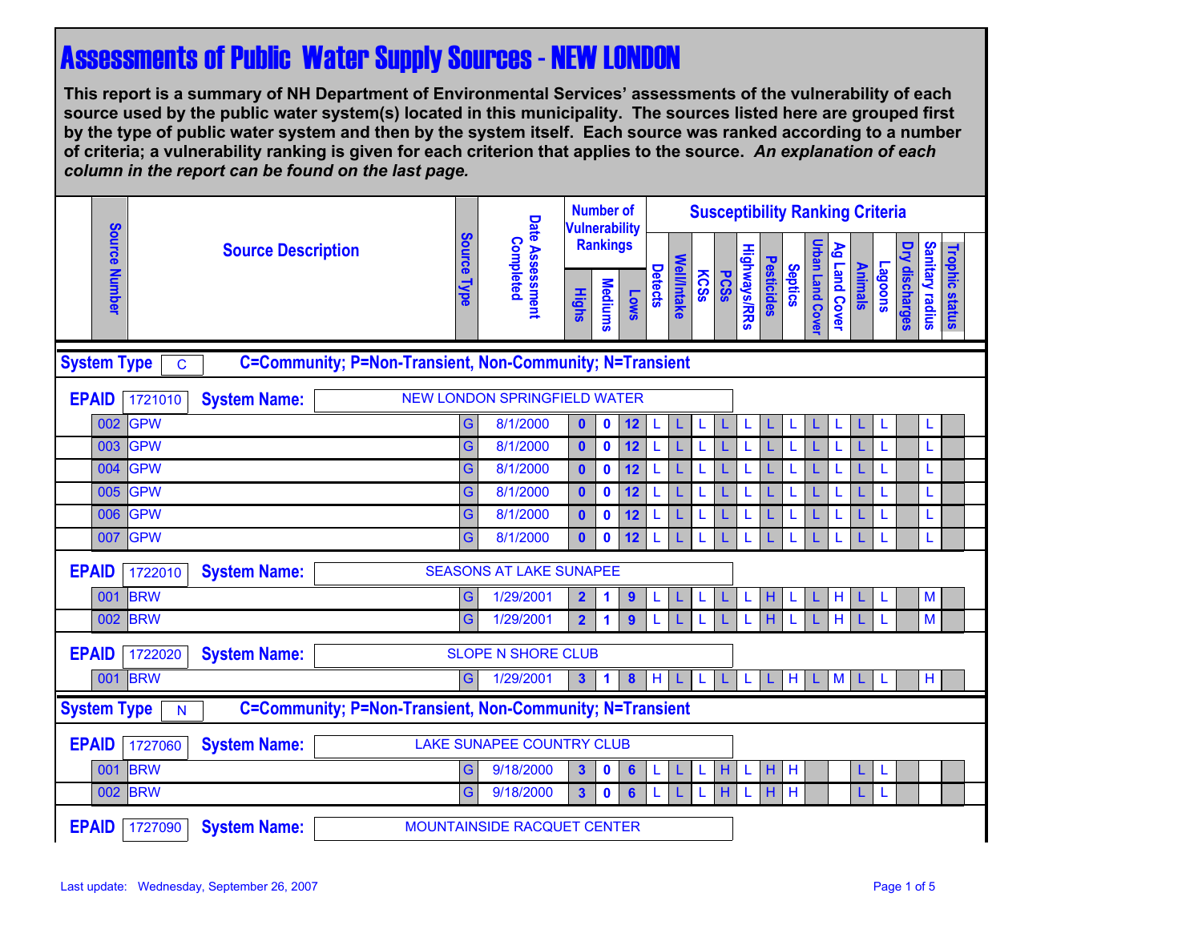# Assessments of Public Water Supply Sources - NEW LONDON

**This report is a summary of NH Department of Environmental Services' assessments of the vulnerability of each source used by the public water system(s) located in this municipality. The sources listed here are grouped first by the type of public water system and then by the system itself. Each source was ranked according to a number of criteria; a vulnerability ranking is given for each criterion that applies to the source.** ***An explanation of each column in the report can be found on the last page.***

| Source Number | Source Description | Source Type | Date Assessment Completed | Number of Vulnerability Rankings | | | Susceptibility Ranking Criteria | | | | | | | | | | | | | | |
|---|---|---|---|---|---|---|---|---|---|---|---|---|---|---|---|---|---|---|---|---|---|
| | | | | Highs | Mediums | Lows | Detects | Well/Intake | KCSs | PCSs | Highways/RRs | Pesticides | Septics | Urban Land Cover | Ag Land Cover | Animals | Lagoons | Dry discharges | Sanitary radius | Trophic status |
| **System Type: C** (C=Community; P=Non-Transient, Non-Community; N=Transient) | | | | | | | | | | | | | | | | | | | | |
| **EPAID: 1721010 — System Name: NEW LONDON SPRINGFIELD WATER** | | | | | | | | | | | | | | | | | | | | |
| 002 | GPW | G | 8/1/2000 | 0 | 0 | 12 | L | L | L | L | L | L | L | L | L | L | L | | L | |
| 003 | GPW | G | 8/1/2000 | 0 | 0 | 12 | L | L | L | L | L | L | L | L | L | L | L | | L | |
| 004 | GPW | G | 8/1/2000 | 0 | 0 | 12 | L | L | L | L | L | L | L | L | L | L | L | | L | |
| 005 | GPW | G | 8/1/2000 | 0 | 0 | 12 | L | L | L | L | L | L | L | L | L | L | L | | L | |
| 006 | GPW | G | 8/1/2000 | 0 | 0 | 12 | L | L | L | L | L | L | L | L | L | L | L | | L | |
| 007 | GPW | G | 8/1/2000 | 0 | 0 | 12 | L | L | L | L | L | L | L | L | L | L | L | | L | |
| **EPAID: 1722010 — System Name: SEASONS AT LAKE SUNAPEE** | | | | | | | | | | | | | | | | | | | | |
| 001 | BRW | G | 1/29/2001 | 2 | 1 | 9 | L | L | L | L | L | H | L | L | H | L | L | | M | |
| 002 | BRW | G | 1/29/2001 | 2 | 1 | 9 | L | L | L | L | L | H | L | L | H | L | L | | M | |
| **EPAID: 1722020 — System Name: SLOPE N SHORE CLUB** | | | | | | | | | | | | | | | | | | | | |
| 001 | BRW | G | 1/29/2001 | 3 | 1 | 8 | H | L | L | L | L | L | H | L | M | L | L | | H | |
| **System Type: N** (C=Community; P=Non-Transient, Non-Community; N=Transient) | | | | | | | | | | | | | | | | | | | | |
| **EPAID: 1727060 — System Name: LAKE SUNAPEE COUNTRY CLUB** | | | | | | | | | | | | | | | | | | | | |
| 001 | BRW | G | 9/18/2000 | 3 | 0 | 6 | L | L | L | H | L | H | H | | | L | L | | | |
| 002 | BRW | G | 9/18/2000 | 3 | 0 | 6 | L | L | L | H | L | H | H | | | L | L | | | |
| **EPAID: 1727090 — System Name: MOUNTAINSIDE RACQUET CENTER** | | | | | | | | | | | | | | | | | | | | |

Last update: Wednesday, September 26, 2007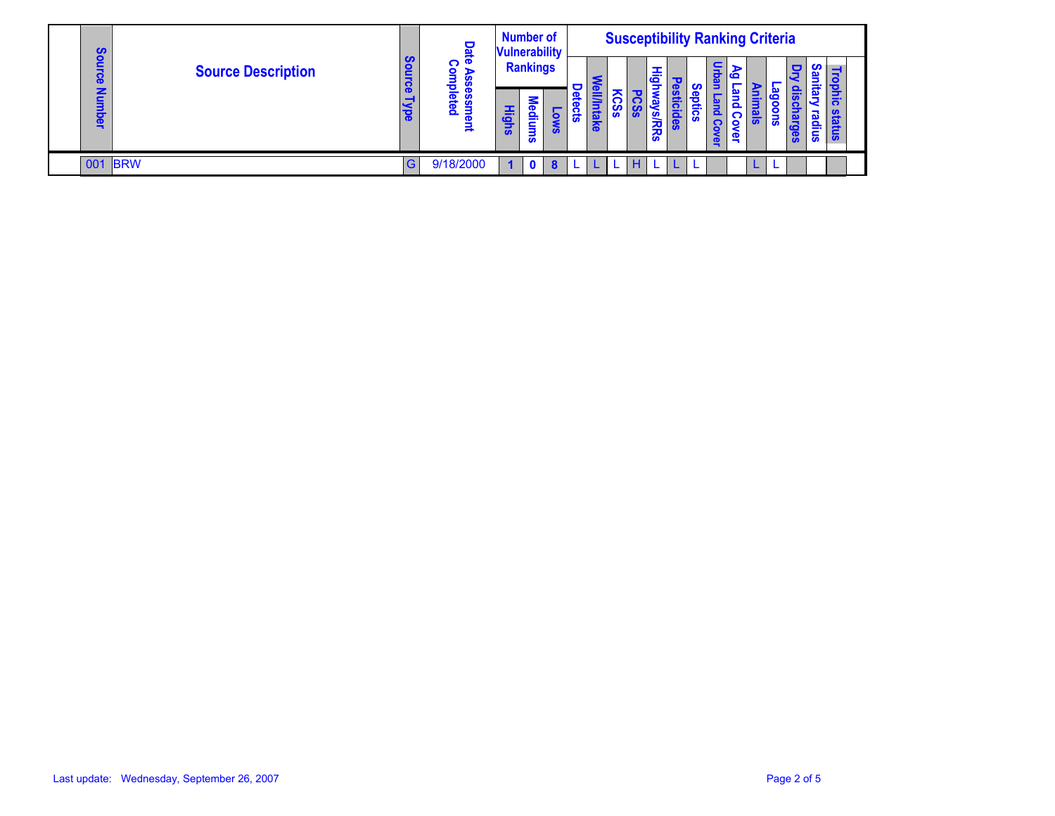| Source Number | Source Description | Source Type | Date Assessment Completed | Number of Vulnerability Rankings | | | Susceptibility Ranking Criteria | | | | | | | | | | | | | | |
|---|---|---|---|---|---|---|---|---|---|---|---|---|---|---|---|---|---|---|---|---|---|
| | | | | Highs | Mediums | Lows | Detects | Well/Intake | KCSs | PCSs | Highways/RRs | Pesticides | Septics | Urban Land Cover | Ag Land Cover | Animals | Lagoons | Dry discharges | Sanitary radius | Trophic status | |
| 001 | BRW | G | 9/18/2000 | 1 | 0 | 8 | L | L | L | H | L | L | L | | | L | L | | | | |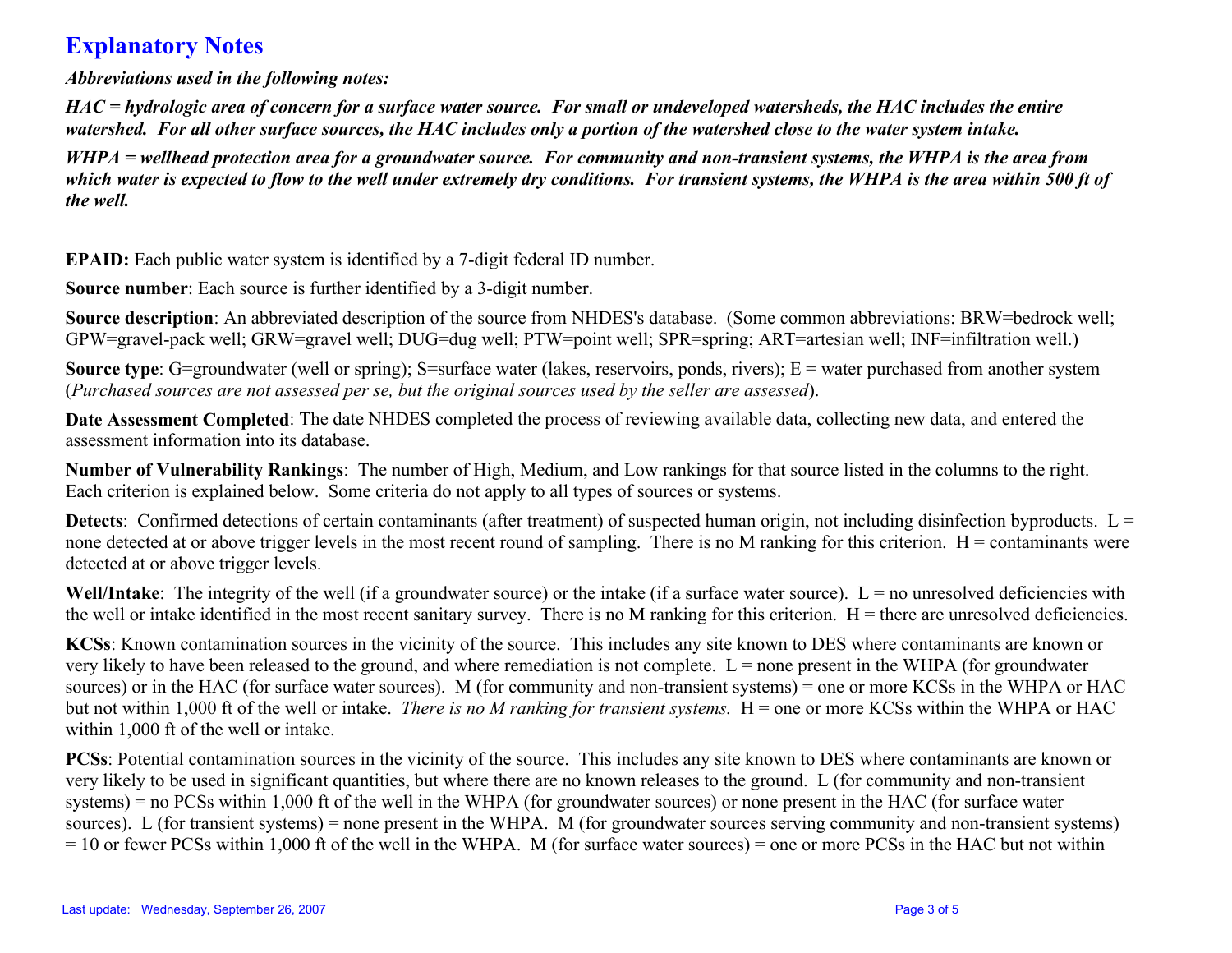# Explanatory Notes

***Abbreviations used in the following notes:***

***HAC = hydrologic area of concern for a surface water source. For small or undeveloped watersheds, the HAC includes the entire watershed. For all other surface sources, the HAC includes only a portion of the watershed close to the water system intake.***

***WHPA = wellhead protection area for a groundwater source. For community and non-transient systems, the WHPA is the area from which water is expected to flow to the well under extremely dry conditions. For transient systems, the WHPA is the area within 500 ft of the well.***

**EPAID:** Each public water system is identified by a 7-digit federal ID number.

**Source number**: Each source is further identified by a 3-digit number.

**Source description**: An abbreviated description of the source from NHDES's database. (Some common abbreviations: BRW=bedrock well; GPW=gravel-pack well; GRW=gravel well; DUG=dug well; PTW=point well; SPR=spring; ART=artesian well; INF=infiltration well.)

**Source type**: G=groundwater (well or spring); S=surface water (lakes, reservoirs, ponds, rivers); E = water purchased from another system (*Purchased sources are not assessed per se, but the original sources used by the seller are assessed*).

**Date Assessment Completed**: The date NHDES completed the process of reviewing available data, collecting new data, and entered the assessment information into its database.

**Number of Vulnerability Rankings**: The number of High, Medium, and Low rankings for that source listed in the columns to the right. Each criterion is explained below. Some criteria do not apply to all types of sources or systems.

**Detects**: Confirmed detections of certain contaminants (after treatment) of suspected human origin, not including disinfection byproducts. L = none detected at or above trigger levels in the most recent round of sampling. There is no M ranking for this criterion. H = contaminants were detected at or above trigger levels.

**Well/Intake**: The integrity of the well (if a groundwater source) or the intake (if a surface water source). L = no unresolved deficiencies with the well or intake identified in the most recent sanitary survey. There is no M ranking for this criterion. H = there are unresolved deficiencies.

**KCSs**: Known contamination sources in the vicinity of the source. This includes any site known to DES where contaminants are known or very likely to have been released to the ground, and where remediation is not complete. L = none present in the WHPA (for groundwater sources) or in the HAC (for surface water sources). M (for community and non-transient systems) = one or more KCSs in the WHPA or HAC but not within 1,000 ft of the well or intake. *There is no M ranking for transient systems.* H = one or more KCSs within the WHPA or HAC within 1,000 ft of the well or intake.

**PCSs**: Potential contamination sources in the vicinity of the source. This includes any site known to DES where contaminants are known or very likely to be used in significant quantities, but where there are no known releases to the ground. L (for community and non-transient systems) = no PCSs within 1,000 ft of the well in the WHPA (for groundwater sources) or none present in the HAC (for surface water sources). L (for transient systems) = none present in the WHPA. M (for groundwater sources serving community and non-transient systems) = 10 or fewer PCSs within 1,000 ft of the well in the WHPA. M (for surface water sources) = one or more PCSs in the HAC but not within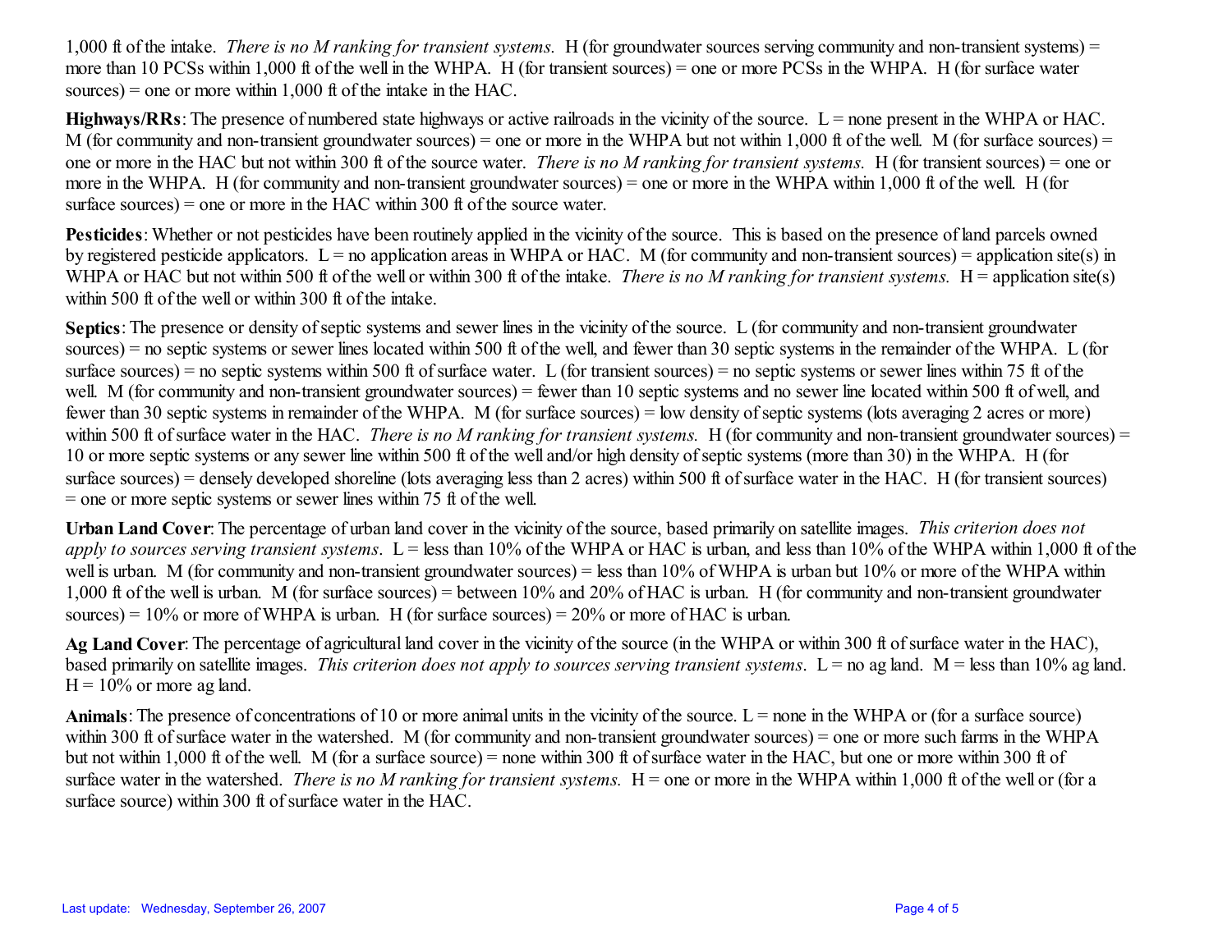1,000 ft of the intake. *There is no M ranking for transient systems.* H (for groundwater sources serving community and non-transient systems) = more than 10 PCSs within 1,000 ft of the well in the WHPA. H (for transient sources) = one or more PCSs in the WHPA. H (for surface water sources) = one or more within 1,000 ft of the intake in the HAC.

**Highways/RRs**: The presence of numbered state highways or active railroads in the vicinity of the source. L = none present in the WHPA or HAC. M (for community and non-transient groundwater sources) = one or more in the WHPA but not within 1,000 ft of the well. M (for surface sources) = one or more in the HAC but not within 300 ft of the source water. *There is no M ranking for transient systems.* H (for transient sources) = one or more in the WHPA. H (for community and non-transient groundwater sources) = one or more in the WHPA within 1,000 ft of the well. H (for surface sources) = one or more in the HAC within 300 ft of the source water.

**Pesticides**: Whether or not pesticides have been routinely applied in the vicinity of the source. This is based on the presence of land parcels owned by registered pesticide applicators. L = no application areas in WHPA or HAC. M (for community and non-transient sources) = application site(s) in WHPA or HAC but not within 500 ft of the well or within 300 ft of the intake. *There is no M ranking for transient systems.* H = application site(s) within 500 ft of the well or within 300 ft of the intake.

**Septics**: The presence or density of septic systems and sewer lines in the vicinity of the source. L (for community and non-transient groundwater sources) = no septic systems or sewer lines located within 500 ft of the well, and fewer than 30 septic systems in the remainder of the WHPA. L (for surface sources) = no septic systems within 500 ft of surface water. L (for transient sources) = no septic systems or sewer lines within 75 ft of the well. M (for community and non-transient groundwater sources) = fewer than 10 septic systems and no sewer line located within 500 ft of well, and fewer than 30 septic systems in remainder of the WHPA. M (for surface sources) = low density of septic systems (lots averaging 2 acres or more) within 500 ft of surface water in the HAC. *There is no M ranking for transient systems.* H (for community and non-transient groundwater sources) = 10 or more septic systems or any sewer line within 500 ft of the well and/or high density of septic systems (more than 30) in the WHPA. H (for surface sources) = densely developed shoreline (lots averaging less than 2 acres) within 500 ft of surface water in the HAC. H (for transient sources) = one or more septic systems or sewer lines within 75 ft of the well.

**Urban Land Cover**: The percentage of urban land cover in the vicinity of the source, based primarily on satellite images. *This criterion does not apply to sources serving transient systems*. L = less than 10% of the WHPA or HAC is urban, and less than 10% of the WHPA within 1,000 ft of the well is urban. M (for community and non-transient groundwater sources) = less than 10% of WHPA is urban but 10% or more of the WHPA within 1,000 ft of the well is urban. M (for surface sources) = between 10% and 20% of HAC is urban. H (for community and non-transient groundwater sources) = 10% or more of WHPA is urban. H (for surface sources) = 20% or more of HAC is urban.

**Ag Land Cover**: The percentage of agricultural land cover in the vicinity of the source (in the WHPA or within 300 ft of surface water in the HAC), based primarily on satellite images. *This criterion does not apply to sources serving transient systems*. L = no ag land. M = less than 10% ag land. H = 10% or more ag land.

**Animals**: The presence of concentrations of 10 or more animal units in the vicinity of the source. L = none in the WHPA or (for a surface source) within 300 ft of surface water in the watershed. M (for community and non-transient groundwater sources) = one or more such farms in the WHPA but not within 1,000 ft of the well. M (for a surface source) = none within 300 ft of surface water in the HAC, but one or more within 300 ft of surface water in the watershed. *There is no M ranking for transient systems.* H = one or more in the WHPA within 1,000 ft of the well or (for a surface source) within 300 ft of surface water in the HAC.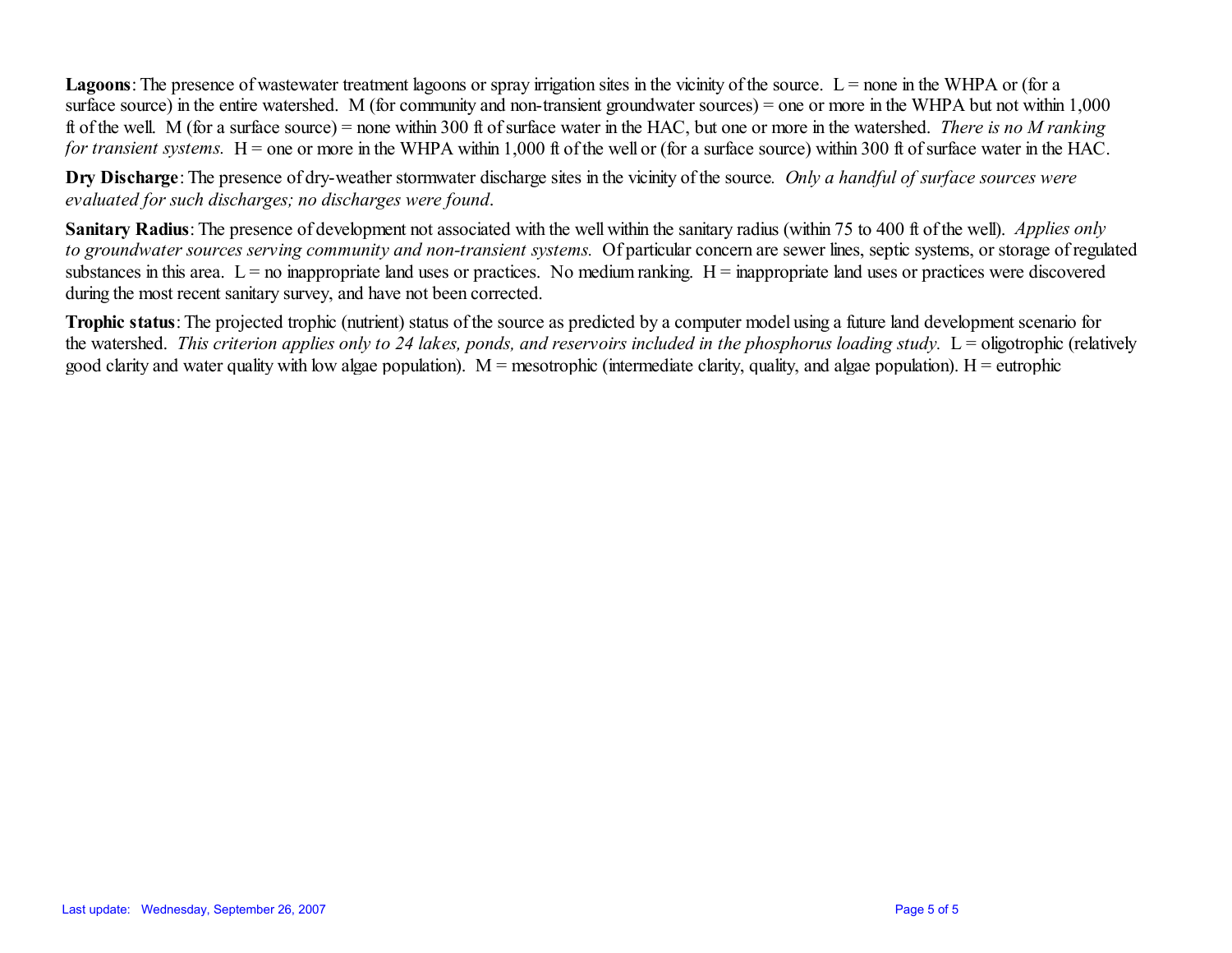**Lagoons**: The presence of wastewater treatment lagoons or spray irrigation sites in the vicinity of the source. L = none in the WHPA or (for a surface source) in the entire watershed. M (for community and non-transient groundwater sources) = one or more in the WHPA but not within 1,000 ft of the well. M (for a surface source) = none within 300 ft of surface water in the HAC, but one or more in the watershed. *There is no M ranking for transient systems.* H = one or more in the WHPA within 1,000 ft of the well or (for a surface source) within 300 ft of surface water in the HAC.

**Dry Discharge**: The presence of dry-weather stormwater discharge sites in the vicinity of the source. *Only a handful of surface sources were evaluated for such discharges; no discharges were found.*

**Sanitary Radius**: The presence of development not associated with the well within the sanitary radius (within 75 to 400 ft of the well). *Applies only to groundwater sources serving community and non-transient systems.* Of particular concern are sewer lines, septic systems, or storage of regulated substances in this area. L = no inappropriate land uses or practices. No medium ranking. H = inappropriate land uses or practices were discovered during the most recent sanitary survey, and have not been corrected.

**Trophic status**: The projected trophic (nutrient) status of the source as predicted by a computer model using a future land development scenario for the watershed. *This criterion applies only to 24 lakes, ponds, and reservoirs included in the phosphorus loading study.* L = oligotrophic (relatively good clarity and water quality with low algae population). M = mesotrophic (intermediate clarity, quality, and algae population). H = eutrophic